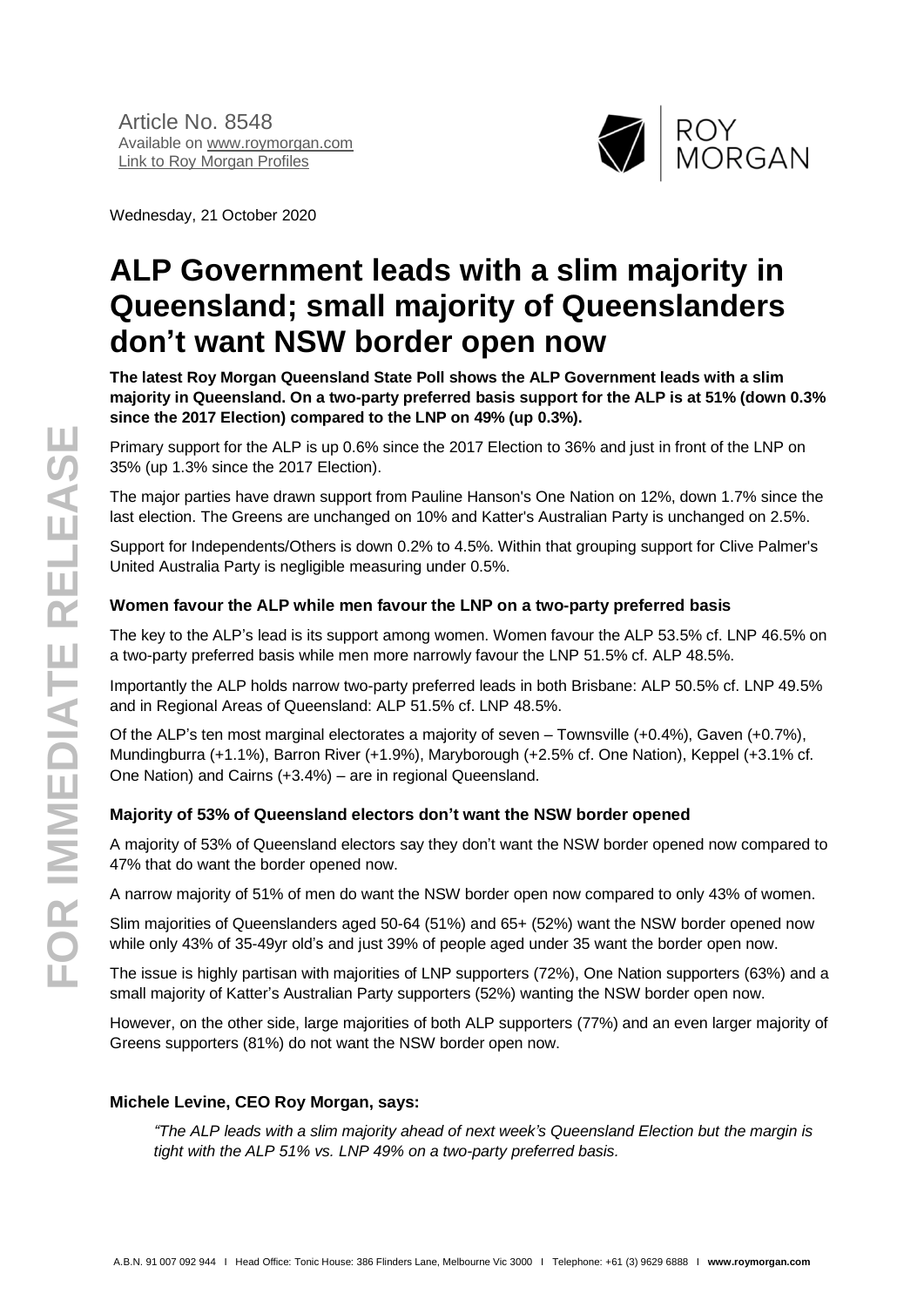Article No. 8548
Available on www.roymorgan.com
Link to Roy Morgan Profiles

Wednesday, 21 October 2020

# ALP Government leads with a slim majority in Queensland; small majority of Queenslanders don't want NSW border open now

**The latest Roy Morgan Queensland State Poll shows the ALP Government leads with a slim majority in Queensland. On a two-party preferred basis support for the ALP is at 51% (down 0.3% since the 2017 Election) compared to the LNP on 49% (up 0.3%).**

Primary support for the ALP is up 0.6% since the 2017 Election to 36% and just in front of the LNP on 35% (up 1.3% since the 2017 Election).

The major parties have drawn support from Pauline Hanson's One Nation on 12%, down 1.7% since the last election. The Greens are unchanged on 10% and Katter's Australian Party is unchanged on 2.5%.

Support for Independents/Others is down 0.2% to 4.5%. Within that grouping support for Clive Palmer's United Australia Party is negligible measuring under 0.5%.

### Women favour the ALP while men favour the LNP on a two-party preferred basis

The key to the ALP's lead is its support among women. Women favour the ALP 53.5% cf. LNP 46.5% on a two-party preferred basis while men more narrowly favour the LNP 51.5% cf. ALP 48.5%.

Importantly the ALP holds narrow two-party preferred leads in both Brisbane: ALP 50.5% cf. LNP 49.5% and in Regional Areas of Queensland: ALP 51.5% cf. LNP 48.5%.

Of the ALP's ten most marginal electorates a majority of seven – Townsville (+0.4%), Gaven (+0.7%), Mundingburra (+1.1%), Barron River (+1.9%), Maryborough (+2.5% cf. One Nation), Keppel (+3.1% cf. One Nation) and Cairns (+3.4%) – are in regional Queensland.

### Majority of 53% of Queensland electors don't want the NSW border opened

A majority of 53% of Queensland electors say they don't want the NSW border opened now compared to 47% that do want the border opened now.

A narrow majority of 51% of men do want the NSW border open now compared to only 43% of women.

Slim majorities of Queenslanders aged 50-64 (51%) and 65+ (52%) want the NSW border opened now while only 43% of 35-49yr old's and just 39% of people aged under 35 want the border open now.

The issue is highly partisan with majorities of LNP supporters (72%), One Nation supporters (63%) and a small majority of Katter's Australian Party supporters (52%) wanting the NSW border open now.

However, on the other side, large majorities of both ALP supporters (77%) and an even larger majority of Greens supporters (81%) do not want the NSW border open now.

### Michele Levine, CEO Roy Morgan, says:

*"The ALP leads with a slim majority ahead of next week's Queensland Election but the margin is tight with the ALP 51% vs. LNP 49% on a two-party preferred basis.*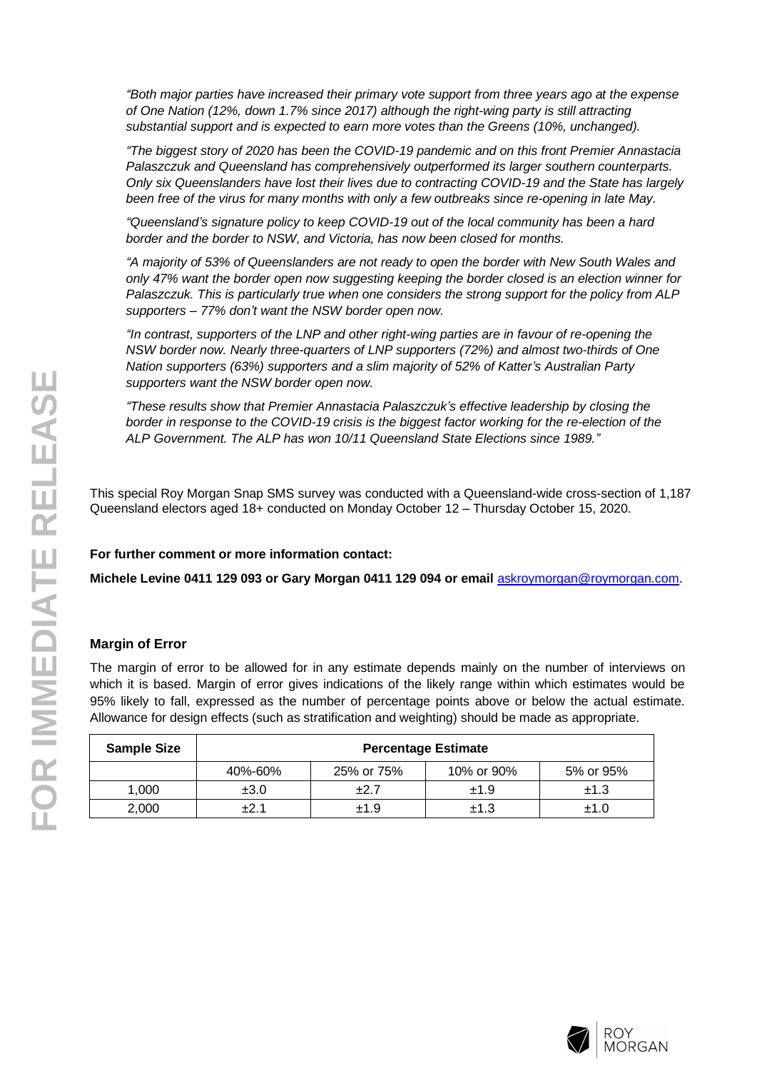*"Both major parties have increased their primary vote support from three years ago at the expense of One Nation (12%, down 1.7% since 2017) although the right-wing party is still attracting substantial support and is expected to earn more votes than the Greens (10%, unchanged).*

*"The biggest story of 2020 has been the COVID-19 pandemic and on this front Premier Annastacia Palaszczuk and Queensland has comprehensively outperformed its larger southern counterparts. Only six Queenslanders have lost their lives due to contracting COVID-19 and the State has largely been free of the virus for many months with only a few outbreaks since re-opening in late May.*

*"Queensland's signature policy to keep COVID-19 out of the local community has been a hard border and the border to NSW, and Victoria, has now been closed for months.*

*"A majority of 53% of Queenslanders are not ready to open the border with New South Wales and only 47% want the border open now suggesting keeping the border closed is an election winner for Palaszczuk. This is particularly true when one considers the strong support for the policy from ALP supporters – 77% don't want the NSW border open now.*

*"In contrast, supporters of the LNP and other right-wing parties are in favour of re-opening the NSW border now. Nearly three-quarters of LNP supporters (72%) and almost two-thirds of One Nation supporters (63%) supporters and a slim majority of 52% of Katter's Australian Party supporters want the NSW border open now.*

*"These results show that Premier Annastacia Palaszczuk's effective leadership by closing the border in response to the COVID-19 crisis is the biggest factor working for the re-election of the ALP Government. The ALP has won 10/11 Queensland State Elections since 1989."*

This special Roy Morgan Snap SMS survey was conducted with a Queensland-wide cross-section of 1,187 Queensland electors aged 18+ conducted on Monday October 12 – Thursday October 15, 2020.

**For further comment or more information contact:**

**Michele Levine 0411 129 093 or Gary Morgan 0411 129 094 or email** askroymorgan@roymorgan.com.

**Margin of Error**

The margin of error to be allowed for in any estimate depends mainly on the number of interviews on which it is based. Margin of error gives indications of the likely range within which estimates would be 95% likely to fall, expressed as the number of percentage points above or below the actual estimate. Allowance for design effects (such as stratification and weighting) should be made as appropriate.

| Sample Size | Percentage Estimate | | | |
|---|---|---|---|---|
| | 40%-60% | 25% or 75% | 10% or 90% | 5% or 95% |
| 1,000 | ±3.0 | ±2.7 | ±1.9 | ±1.3 |
| 2,000 | ±2.1 | ±1.9 | ±1.3 | ±1.0 |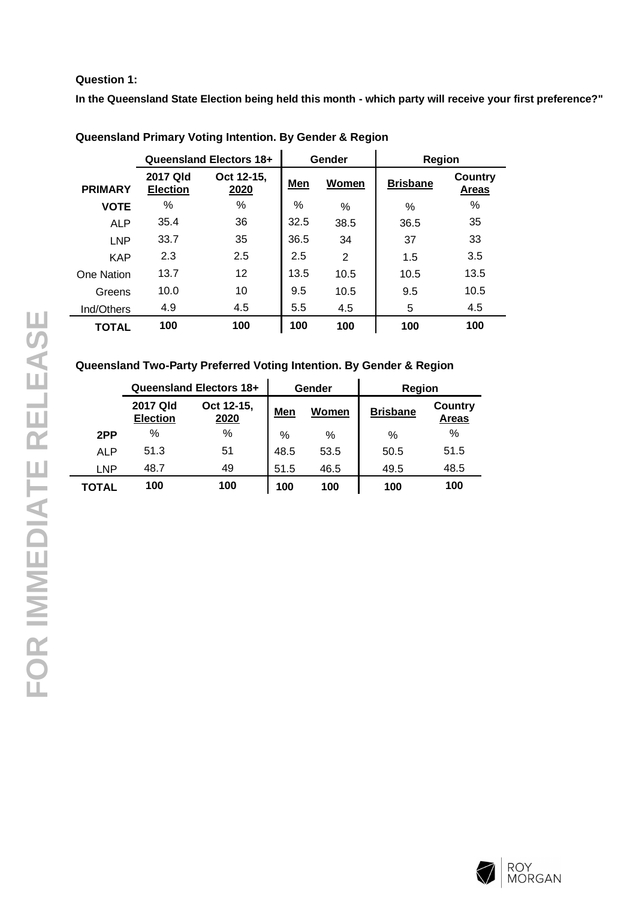**Question 1:**

**In the Queensland State Election being held this month - which party will receive your first preference?"**

**Queensland Primary Voting Intention. By Gender & Region**

| | Queensland Electors 18+ | | Gender | | Region | |
|---|---|---|---|---|---|---|
| **PRIMARY** | **2017 Qld Election** | **Oct 12-15, 2020** | **Men** | **Women** | **Brisbane** | **Country Areas** |
| **VOTE** | % | % | % | % | % | % |
| ALP | 35.4 | 36 | 32.5 | 38.5 | 36.5 | 35 |
| LNP | 33.7 | 35 | 36.5 | 34 | 37 | 33 |
| KAP | 2.3 | 2.5 | 2.5 | 2 | 1.5 | 3.5 |
| One Nation | 13.7 | 12 | 13.5 | 10.5 | 10.5 | 13.5 |
| Greens | 10.0 | 10 | 9.5 | 10.5 | 9.5 | 10.5 |
| Ind/Others | 4.9 | 4.5 | 5.5 | 4.5 | 5 | 4.5 |
| **TOTAL** | **100** | **100** | **100** | **100** | **100** | **100** |

**Queensland Two-Party Preferred Voting Intention. By Gender & Region**

| | Queensland Electors 18+ | | Gender | | Region | |
|---|---|---|---|---|---|---|
| | **2017 Qld Election** | **Oct 12-15, 2020** | **Men** | **Women** | **Brisbane** | **Country Areas** |
| **2PP** | % | % | % | % | % | % |
| ALP | 51.3 | 51 | 48.5 | 53.5 | 50.5 | 51.5 |
| LNP | 48.7 | 49 | 51.5 | 46.5 | 49.5 | 48.5 |
| **TOTAL** | **100** | **100** | **100** | **100** | **100** | **100** |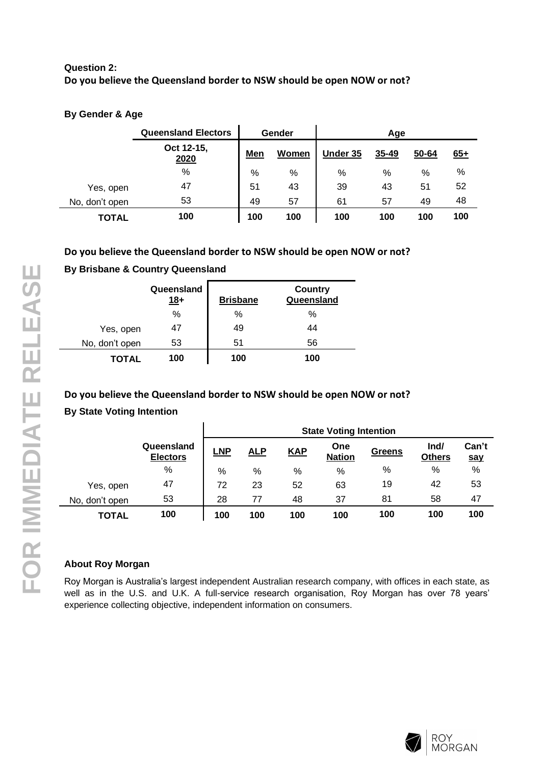**Question 2:**
**Do you believe the Queensland border to NSW should be open NOW or not?**

**By Gender & Age**

| | Queensland Electors | Gender | | Age | | | |
|---|---|---|---|---|---|---|---|
| | Oct 12-15, 2020 | Men | Women | Under 35 | 35-49 | 50-64 | 65+ |
| | % | % | % | % | % | % | % |
| Yes, open | 47 | 51 | 43 | 39 | 43 | 51 | 52 |
| No, don't open | 53 | 49 | 57 | 61 | 57 | 49 | 48 |
| **TOTAL** | **100** | **100** | **100** | **100** | **100** | **100** | **100** |

**Do you believe the Queensland border to NSW should be open NOW or not?**

**By Brisbane & Country Queensland**

| | Queensland 18+ | Brisbane | Country Queensland |
|---|---|---|---|
| | % | % | % |
| Yes, open | 47 | 49 | 44 |
| No, don't open | 53 | 51 | 56 |
| **TOTAL** | **100** | **100** | **100** |

**Do you believe the Queensland border to NSW should be open NOW or not?**

**By State Voting Intention**

| | | State Voting Intention | | | | | | |
|---|---|---|---|---|---|---|---|---|
| | Queensland Electors | LNP | ALP | KAP | One Nation | Greens | Ind/ Others | Can't say |
| | % | % | % | % | % | % | % | % |
| Yes, open | 47 | 72 | 23 | 52 | 63 | 19 | 42 | 53 |
| No, don't open | 53 | 28 | 77 | 48 | 37 | 81 | 58 | 47 |
| **TOTAL** | **100** | **100** | **100** | **100** | **100** | **100** | **100** | **100** |

**About Roy Morgan**

Roy Morgan is Australia's largest independent Australian research company, with offices in each state, as well as in the U.S. and U.K. A full-service research organisation, Roy Morgan has over 78 years' experience collecting objective, independent information on consumers.